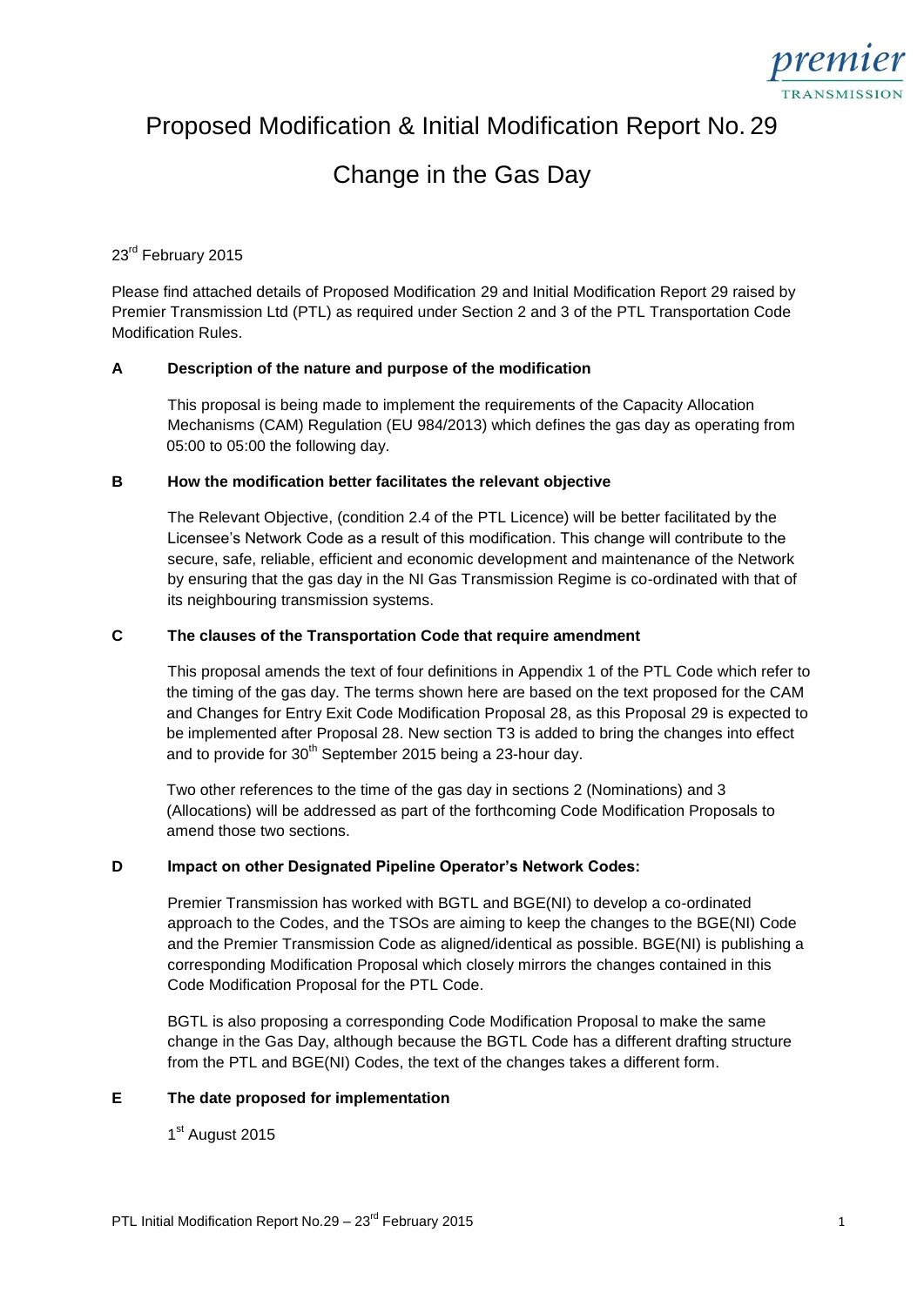# Proposed Modification & Initial Modification Report No. 29

## Change in the Gas Day

23rd February 2015

Please find attached details of Proposed Modification 29 and Initial Modification Report 29 raised by Premier Transmission Ltd (PTL) as required under Section 2 and 3 of the PTL Transportation Code Modification Rules.

### A Description of the nature and purpose of the modification

This proposal is being made to implement the requirements of the Capacity Allocation Mechanisms (CAM) Regulation (EU 984/2013) which defines the gas day as operating from 05:00 to 05:00 the following day.

### B How the modification better facilitates the relevant objective

The Relevant Objective, (condition 2.4 of the PTL Licence) will be better facilitated by the Licensee's Network Code as a result of this modification. This change will contribute to the secure, safe, reliable, efficient and economic development and maintenance of the Network by ensuring that the gas day in the NI Gas Transmission Regime is co-ordinated with that of its neighbouring transmission systems.

### C The clauses of the Transportation Code that require amendment

This proposal amends the text of four definitions in Appendix 1 of the PTL Code which refer to the timing of the gas day. The terms shown here are based on the text proposed for the CAM and Changes for Entry Exit Code Modification Proposal 28, as this Proposal 29 is expected to be implemented after Proposal 28. New section T3 is added to bring the changes into effect and to provide for 30th September 2015 being a 23-hour day.

Two other references to the time of the gas day in sections 2 (Nominations) and 3 (Allocations) will be addressed as part of the forthcoming Code Modification Proposals to amend those two sections.

### D Impact on other Designated Pipeline Operator's Network Codes:

Premier Transmission has worked with BGTL and BGE(NI) to develop a co-ordinated approach to the Codes, and the TSOs are aiming to keep the changes to the BGE(NI) Code and the Premier Transmission Code as aligned/identical as possible. BGE(NI) is publishing a corresponding Modification Proposal which closely mirrors the changes contained in this Code Modification Proposal for the PTL Code.

BGTL is also proposing a corresponding Code Modification Proposal to make the same change in the Gas Day, although because the BGTL Code has a different drafting structure from the PTL and BGE(NI) Codes, the text of the changes takes a different form.

### E The date proposed for implementation

1st August 2015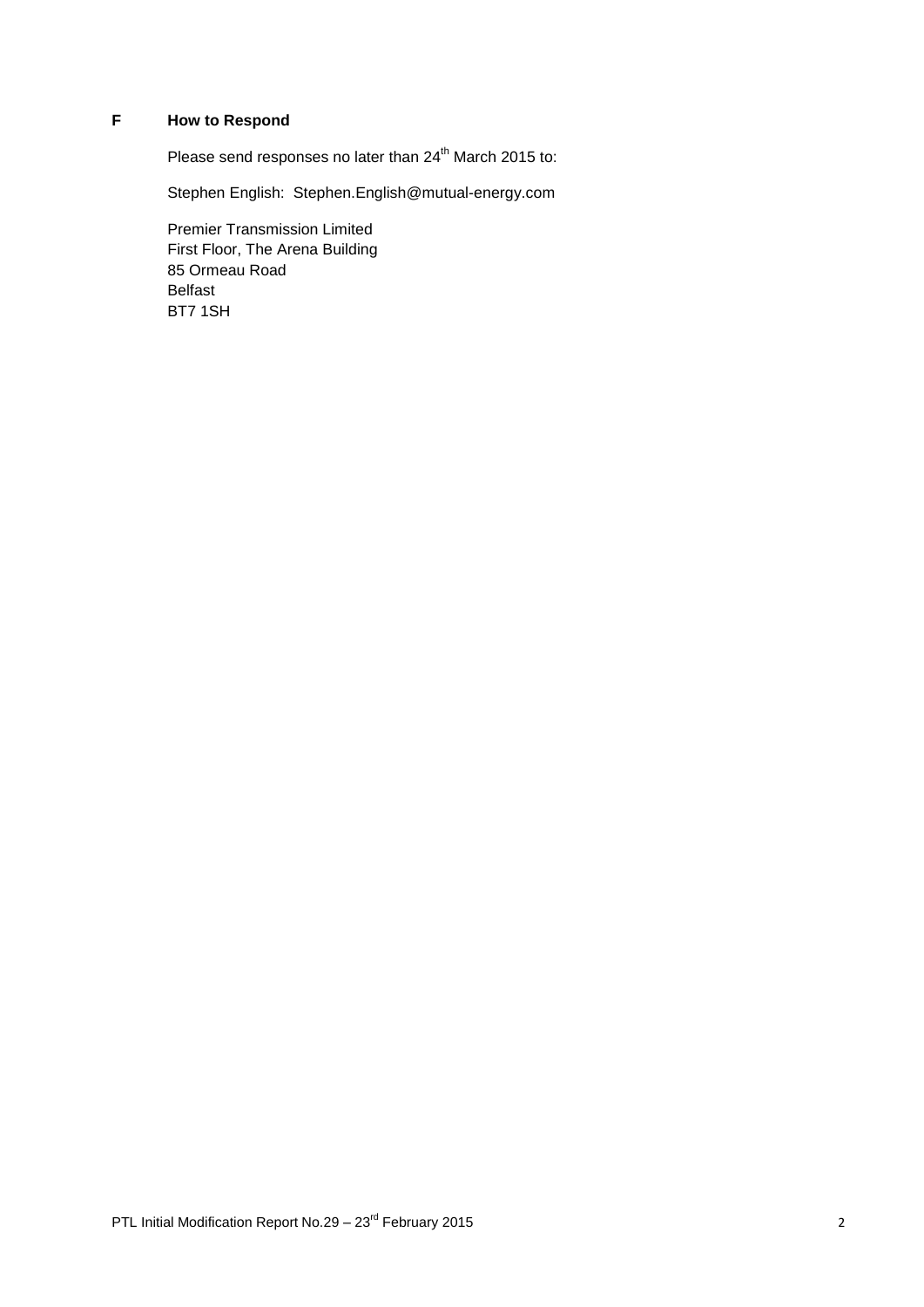## F How to Respond

Please send responses no later than 24th March 2015 to:

Stephen English: Stephen.English@mutual-energy.com

Premier Transmission Limited
First Floor, The Arena Building
85 Ormeau Road
Belfast
BT7 1SH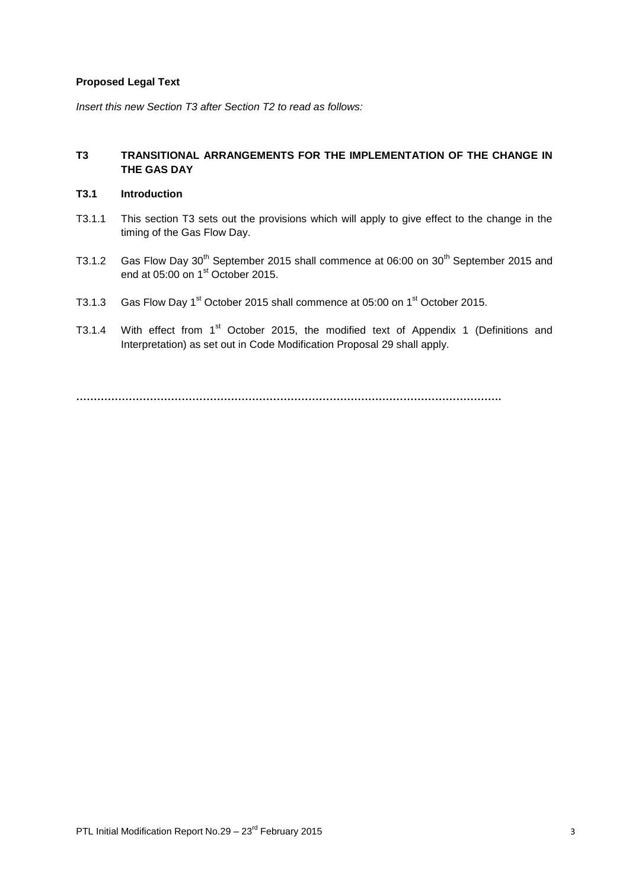**Proposed Legal Text**

*Insert this new Section T3 after Section T2 to read as follows:*

## T3 TRANSITIONAL ARRANGEMENTS FOR THE IMPLEMENTATION OF THE CHANGE IN THE GAS DAY

### T3.1 Introduction

T3.1.1 This section T3 sets out the provisions which will apply to give effect to the change in the timing of the Gas Flow Day.

T3.1.2 Gas Flow Day 30th September 2015 shall commence at 06:00 on 30th September 2015 and end at 05:00 on 1st October 2015.

T3.1.3 Gas Flow Day 1st October 2015 shall commence at 05:00 on 1st October 2015.

T3.1.4 With effect from 1st October 2015, the modified text of Appendix 1 (Definitions and Interpretation) as set out in Code Modification Proposal 29 shall apply.

…………………………………………………………………………………………………………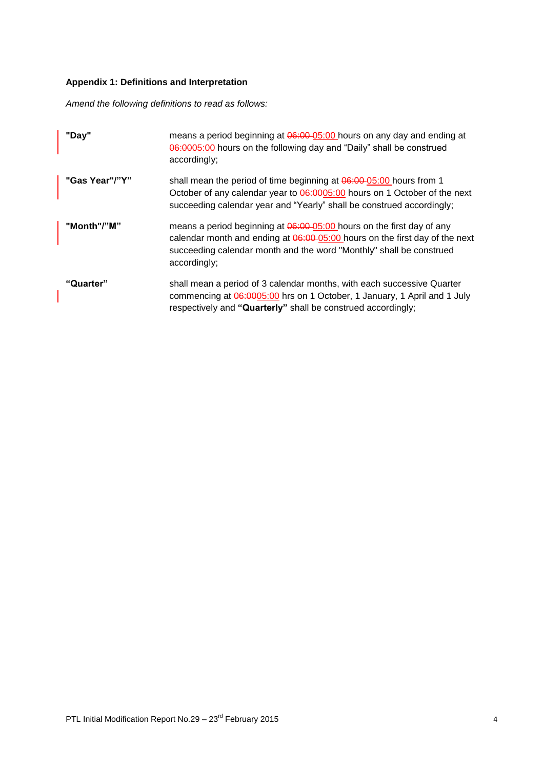**Appendix 1: Definitions and Interpretation**

*Amend the following definitions to read as follows:*

| | |
|---|---|
| **"Day"** | means a period beginning at ~~06:00~~ 05:00 hours on any day and ending at ~~06:00~~05:00 hours on the following day and "Daily" shall be construed accordingly; |
| **"Gas Year"/"Y"** | shall mean the period of time beginning at ~~06:00~~ 05:00 hours from 1 October of any calendar year to ~~06:00~~05:00 hours on 1 October of the next succeeding calendar year and "Yearly" shall be construed accordingly; |
| **"Month"/"M"** | means a period beginning at ~~06:00~~ 05:00 hours on the first day of any calendar month and ending at ~~06:00~~ 05:00 hours on the first day of the next succeeding calendar month and the word "Monthly" shall be construed accordingly; |
| **"Quarter"** | shall mean a period of 3 calendar months, with each successive Quarter commencing at ~~06:00~~05:00 hrs on 1 October, 1 January, 1 April and 1 July respectively and **"Quarterly"** shall be construed accordingly; |